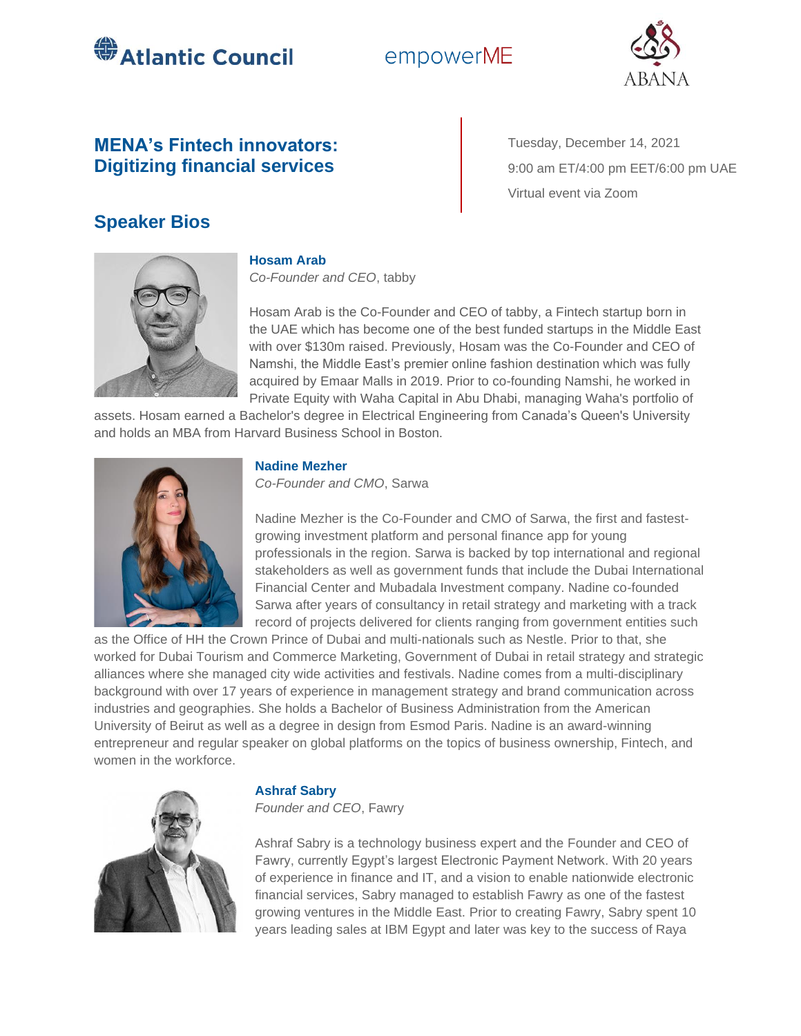Atlantic Council | empowerME | ABANA

## MENA's Fintech innovators: Digitizing financial services

Tuesday, December 14, 2021

9:00 am ET/4:00 pm EET/6:00 pm UAE

Virtual event via Zoom

## Speaker Bios

### Hosam Arab

*Co-Founder and CEO*, tabby

Hosam Arab is the Co-Founder and CEO of tabby, a Fintech startup born in the UAE which has become one of the best funded startups in the Middle East with over $130m raised. Previously, Hosam was the Co-Founder and CEO of Namshi, the Middle East's premier online fashion destination which was fully acquired by Emaar Malls in 2019. Prior to co-founding Namshi, he worked in Private Equity with Waha Capital in Abu Dhabi, managing Waha's portfolio of assets. Hosam earned a Bachelor's degree in Electrical Engineering from Canada's Queen's University and holds an MBA from Harvard Business School in Boston.

### Nadine Mezher

*Co-Founder and CMO*, Sarwa

Nadine Mezher is the Co-Founder and CMO of Sarwa, the first and fastest-growing investment platform and personal finance app for young professionals in the region. Sarwa is backed by top international and regional stakeholders as well as government funds that include the Dubai International Financial Center and Mubadala Investment company. Nadine co-founded Sarwa after years of consultancy in retail strategy and marketing with a track record of projects delivered for clients ranging from government entities such as the Office of HH the Crown Prince of Dubai and multi-nationals such as Nestle. Prior to that, she worked for Dubai Tourism and Commerce Marketing, Government of Dubai in retail strategy and strategic alliances where she managed city wide activities and festivals. Nadine comes from a multi-disciplinary background with over 17 years of experience in management strategy and brand communication across industries and geographies. She holds a Bachelor of Business Administration from the American University of Beirut as well as a degree in design from Esmod Paris. Nadine is an award-winning entrepreneur and regular speaker on global platforms on the topics of business ownership, Fintech, and women in the workforce.

### Ashraf Sabry

*Founder and CEO*, Fawry

Ashraf Sabry is a technology business expert and the Founder and CEO of Fawry, currently Egypt's largest Electronic Payment Network. With 20 years of experience in finance and IT, and a vision to enable nationwide electronic financial services, Sabry managed to establish Fawry as one of the fastest growing ventures in the Middle East. Prior to creating Fawry, Sabry spent 10 years leading sales at IBM Egypt and later was key to the success of Raya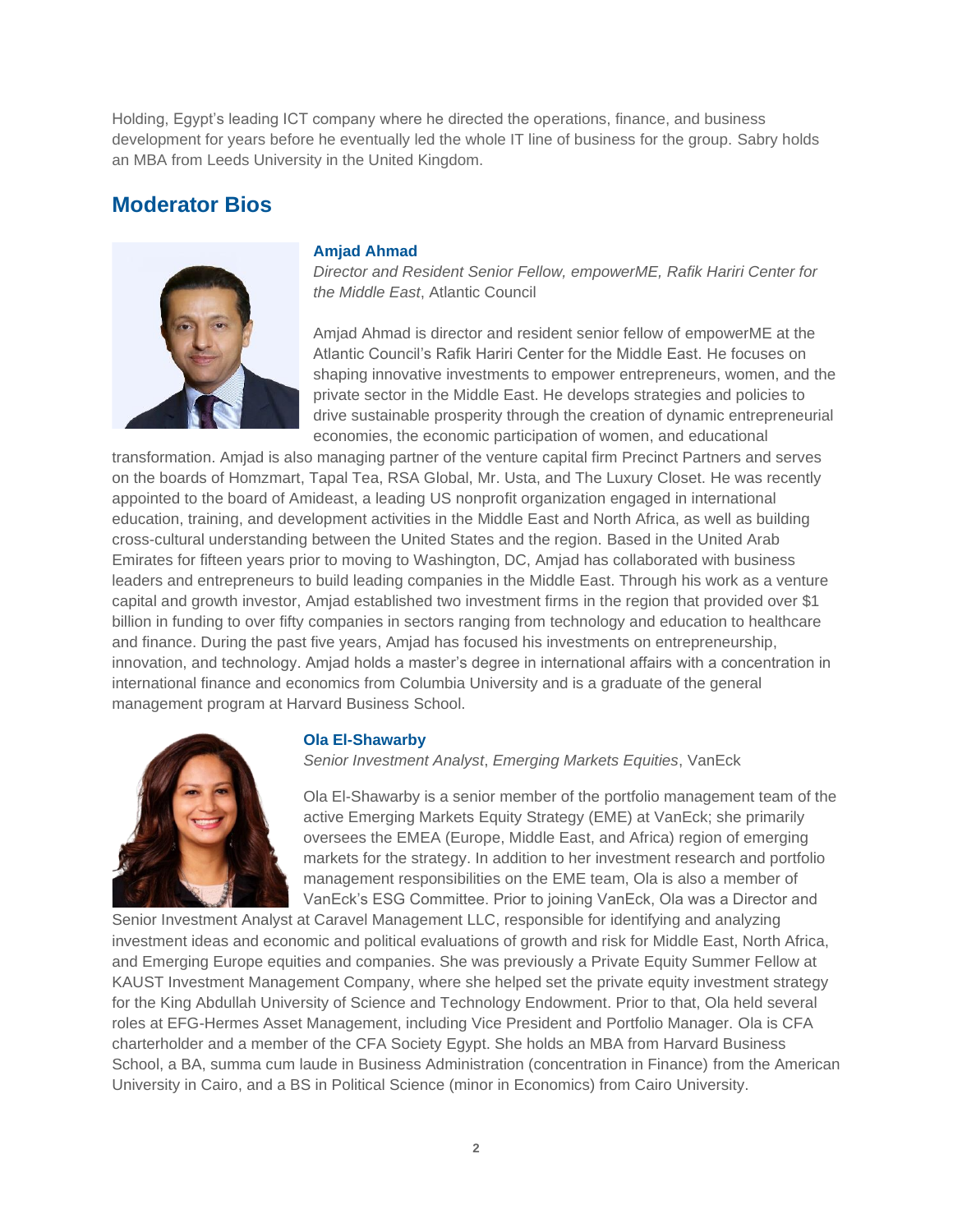Holding, Egypt's leading ICT company where he directed the operations, finance, and business development for years before he eventually led the whole IT line of business for the group. Sabry holds an MBA from Leeds University in the United Kingdom.

## Moderator Bios

**Amjad Ahmad**

*Director and Resident Senior Fellow, empowerME, Rafik Hariri Center for the Middle East*, Atlantic Council

Amjad Ahmad is director and resident senior fellow of empowerME at the Atlantic Council's Rafik Hariri Center for the Middle East. He focuses on shaping innovative investments to empower entrepreneurs, women, and the private sector in the Middle East. He develops strategies and policies to drive sustainable prosperity through the creation of dynamic entrepreneurial economies, the economic participation of women, and educational transformation. Amjad is also managing partner of the venture capital firm Precinct Partners and serves on the boards of Homzmart, Tapal Tea, RSA Global, Mr. Usta, and The Luxury Closet. He was recently appointed to the board of Amideast, a leading US nonprofit organization engaged in international education, training, and development activities in the Middle East and North Africa, as well as building cross-cultural understanding between the United States and the region. Based in the United Arab Emirates for fifteen years prior to moving to Washington, DC, Amjad has collaborated with business leaders and entrepreneurs to build leading companies in the Middle East. Through his work as a venture capital and growth investor, Amjad established two investment firms in the region that provided over $1 billion in funding to over fifty companies in sectors ranging from technology and education to healthcare and finance. During the past five years, Amjad has focused his investments on entrepreneurship, innovation, and technology. Amjad holds a master's degree in international affairs with a concentration in international finance and economics from Columbia University and is a graduate of the general management program at Harvard Business School.

**Ola El-Shawarby**

*Senior Investment Analyst*, *Emerging Markets Equities*, VanEck

Ola El-Shawarby is a senior member of the portfolio management team of the active Emerging Markets Equity Strategy (EME) at VanEck; she primarily oversees the EMEA (Europe, Middle East, and Africa) region of emerging markets for the strategy. In addition to her investment research and portfolio management responsibilities on the EME team, Ola is also a member of VanEck's ESG Committee. Prior to joining VanEck, Ola was a Director and Senior Investment Analyst at Caravel Management LLC, responsible for identifying and analyzing investment ideas and economic and political evaluations of growth and risk for Middle East, North Africa, and Emerging Europe equities and companies. She was previously a Private Equity Summer Fellow at KAUST Investment Management Company, where she helped set the private equity investment strategy for the King Abdullah University of Science and Technology Endowment. Prior to that, Ola held several roles at EFG-Hermes Asset Management, including Vice President and Portfolio Manager. Ola is CFA charterholder and a member of the CFA Society Egypt. She holds an MBA from Harvard Business School, a BA, summa cum laude in Business Administration (concentration in Finance) from the American University in Cairo, and a BS in Political Science (minor in Economics) from Cairo University.